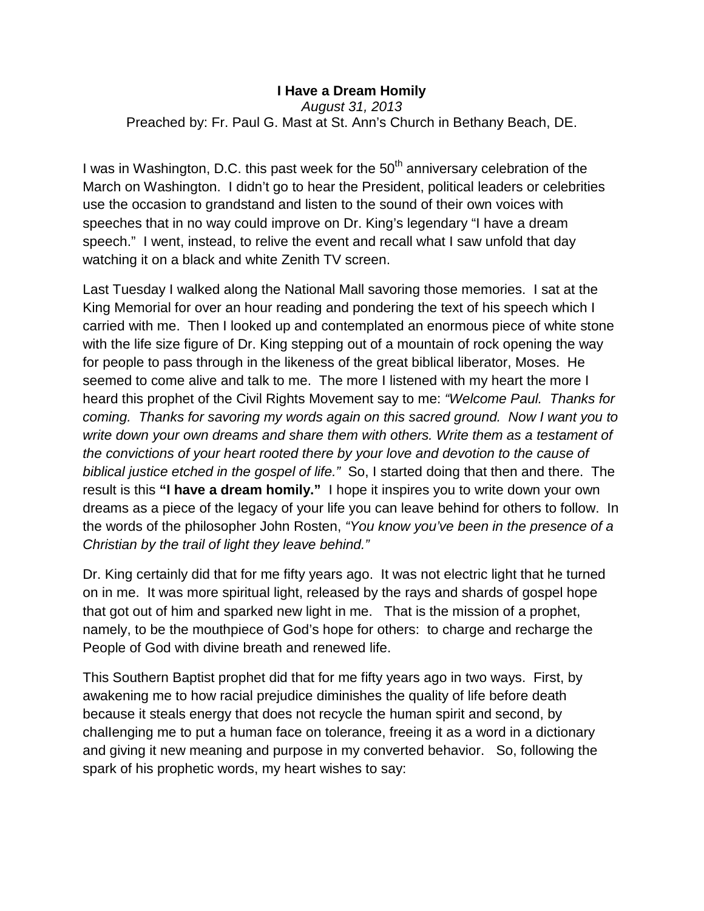# I Have a Dream Homily

*August 31, 2013*

Preached by: Fr. Paul G. Mast at St. Ann's Church in Bethany Beach, DE.

I was in Washington, D.C. this past week for the $50^{th}$ anniversary celebration of the March on Washington. I didn't go to hear the President, political leaders or celebrities use the occasion to grandstand and listen to the sound of their own voices with speeches that in no way could improve on Dr. King's legendary "I have a dream speech." I went, instead, to relive the event and recall what I saw unfold that day watching it on a black and white Zenith TV screen.

Last Tuesday I walked along the National Mall savoring those memories. I sat at the King Memorial for over an hour reading and pondering the text of his speech which I carried with me. Then I looked up and contemplated an enormous piece of white stone with the life size figure of Dr. King stepping out of a mountain of rock opening the way for people to pass through in the likeness of the great biblical liberator, Moses. He seemed to come alive and talk to me. The more I listened with my heart the more I heard this prophet of the Civil Rights Movement say to me: *"Welcome Paul. Thanks for coming. Thanks for savoring my words again on this sacred ground. Now I want you to write down your own dreams and share them with others. Write them as a testament of the convictions of your heart rooted there by your love and devotion to the cause of biblical justice etched in the gospel of life."* So, I started doing that then and there. The result is this **"I have a dream homily."** I hope it inspires you to write down your own dreams as a piece of the legacy of your life you can leave behind for others to follow. In the words of the philosopher John Rosten, *"You know you've been in the presence of a Christian by the trail of light they leave behind."*

Dr. King certainly did that for me fifty years ago. It was not electric light that he turned on in me. It was more spiritual light, released by the rays and shards of gospel hope that got out of him and sparked new light in me. That is the mission of a prophet, namely, to be the mouthpiece of God's hope for others: to charge and recharge the People of God with divine breath and renewed life.

This Southern Baptist prophet did that for me fifty years ago in two ways. First, by awakening me to how racial prejudice diminishes the quality of life before death because it steals energy that does not recycle the human spirit and second, by challenging me to put a human face on tolerance, freeing it as a word in a dictionary and giving it new meaning and purpose in my converted behavior. So, following the spark of his prophetic words, my heart wishes to say: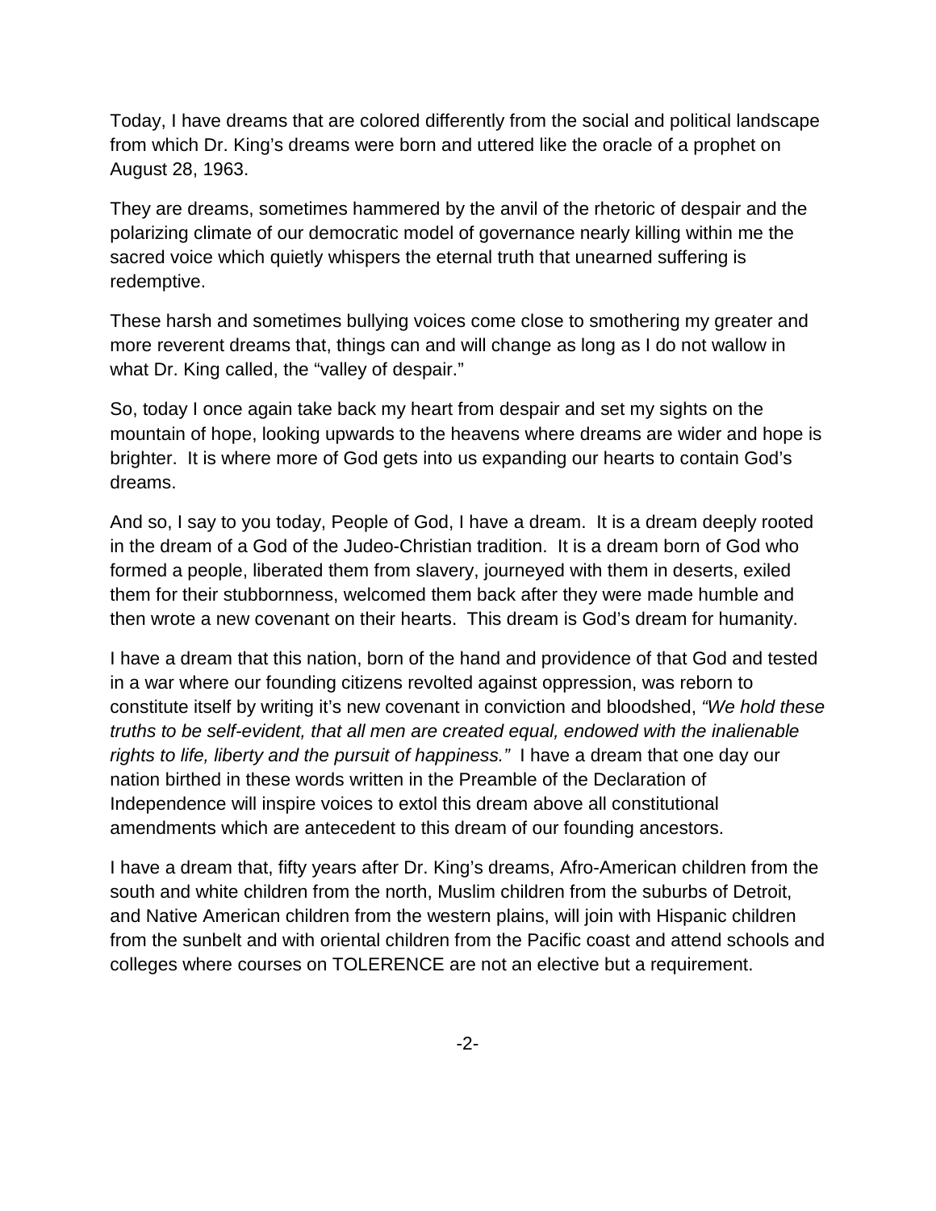Today, I have dreams that are colored differently from the social and political landscape from which Dr. King's dreams were born and uttered like the oracle of a prophet on August 28, 1963.

They are dreams, sometimes hammered by the anvil of the rhetoric of despair and the polarizing climate of our democratic model of governance nearly killing within me the sacred voice which quietly whispers the eternal truth that unearned suffering is redemptive.

These harsh and sometimes bullying voices come close to smothering my greater and more reverent dreams that, things can and will change as long as I do not wallow in what Dr. King called, the "valley of despair."

So, today I once again take back my heart from despair and set my sights on the mountain of hope, looking upwards to the heavens where dreams are wider and hope is brighter. It is where more of God gets into us expanding our hearts to contain God's dreams.

And so, I say to you today, People of God, I have a dream. It is a dream deeply rooted in the dream of a God of the Judeo-Christian tradition. It is a dream born of God who formed a people, liberated them from slavery, journeyed with them in deserts, exiled them for their stubbornness, welcomed them back after they were made humble and then wrote a new covenant on their hearts. This dream is God's dream for humanity.

I have a dream that this nation, born of the hand and providence of that God and tested in a war where our founding citizens revolted against oppression, was reborn to constitute itself by writing it's new covenant in conviction and bloodshed, *"We hold these truths to be self-evident, that all men are created equal, endowed with the inalienable rights to life, liberty and the pursuit of happiness."* I have a dream that one day our nation birthed in these words written in the Preamble of the Declaration of Independence will inspire voices to extol this dream above all constitutional amendments which are antecedent to this dream of our founding ancestors.

I have a dream that, fifty years after Dr. King's dreams, Afro-American children from the south and white children from the north, Muslim children from the suburbs of Detroit, and Native American children from the western plains, will join with Hispanic children from the sunbelt and with oriental children from the Pacific coast and attend schools and colleges where courses on TOLERENCE are not an elective but a requirement.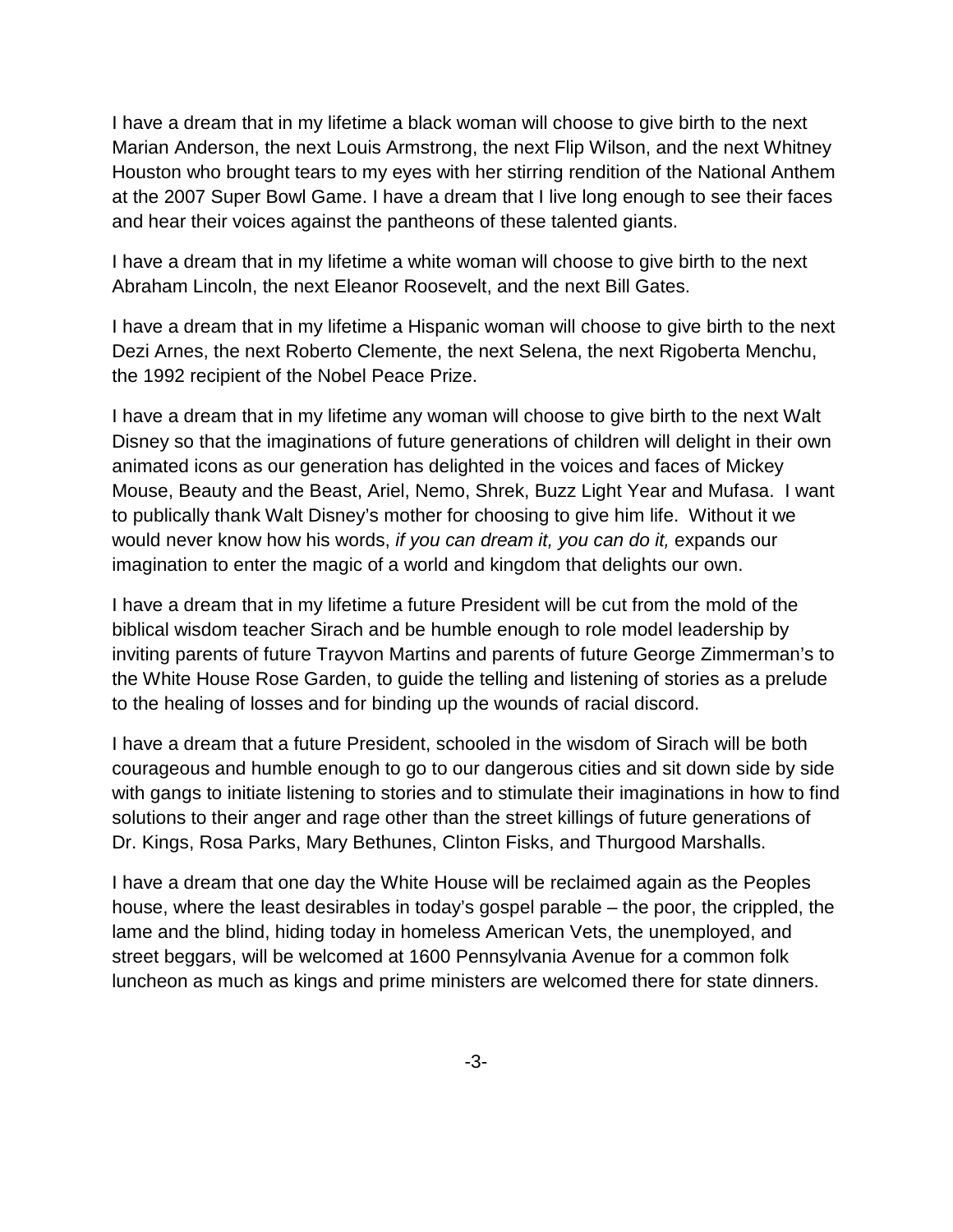I have a dream that in my lifetime a black woman will choose to give birth to the next Marian Anderson, the next Louis Armstrong, the next Flip Wilson, and the next Whitney Houston who brought tears to my eyes with her stirring rendition of the National Anthem at the 2007 Super Bowl Game. I have a dream that I live long enough to see their faces and hear their voices against the pantheons of these talented giants.

I have a dream that in my lifetime a white woman will choose to give birth to the next Abraham Lincoln, the next Eleanor Roosevelt, and the next Bill Gates.

I have a dream that in my lifetime a Hispanic woman will choose to give birth to the next Dezi Arnes, the next Roberto Clemente, the next Selena, the next Rigoberta Menchu, the 1992 recipient of the Nobel Peace Prize.

I have a dream that in my lifetime any woman will choose to give birth to the next Walt Disney so that the imaginations of future generations of children will delight in their own animated icons as our generation has delighted in the voices and faces of Mickey Mouse, Beauty and the Beast, Ariel, Nemo, Shrek, Buzz Light Year and Mufasa. I want to publically thank Walt Disney's mother for choosing to give him life. Without it we would never know how his words, *if you can dream it, you can do it,* expands our imagination to enter the magic of a world and kingdom that delights our own.

I have a dream that in my lifetime a future President will be cut from the mold of the biblical wisdom teacher Sirach and be humble enough to role model leadership by inviting parents of future Trayvon Martins and parents of future George Zimmerman's to the White House Rose Garden, to guide the telling and listening of stories as a prelude to the healing of losses and for binding up the wounds of racial discord.

I have a dream that a future President, schooled in the wisdom of Sirach will be both courageous and humble enough to go to our dangerous cities and sit down side by side with gangs to initiate listening to stories and to stimulate their imaginations in how to find solutions to their anger and rage other than the street killings of future generations of Dr. Kings, Rosa Parks, Mary Bethunes, Clinton Fisks, and Thurgood Marshalls.

I have a dream that one day the White House will be reclaimed again as the Peoples house, where the least desirables in today's gospel parable – the poor, the crippled, the lame and the blind, hiding today in homeless American Vets, the unemployed, and street beggars, will be welcomed at 1600 Pennsylvania Avenue for a common folk luncheon as much as kings and prime ministers are welcomed there for state dinners.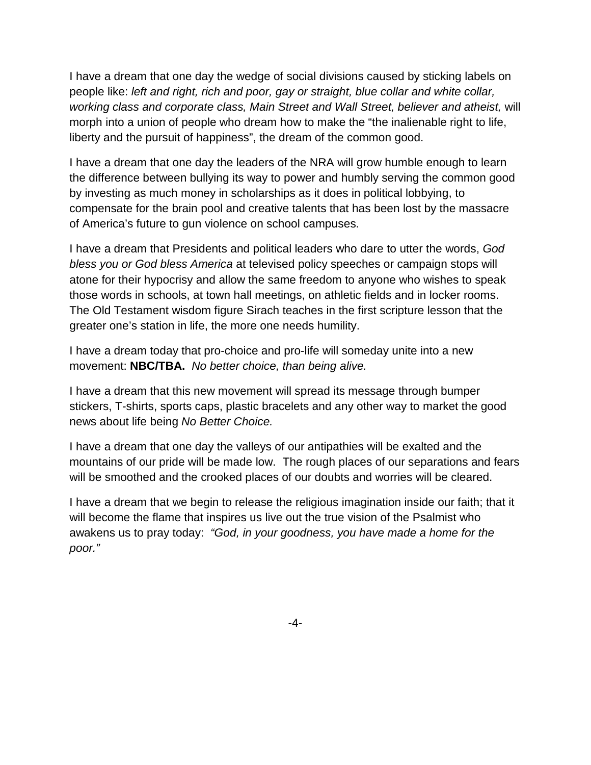I have a dream that one day the wedge of social divisions caused by sticking labels on people like: *left and right, rich and poor, gay or straight, blue collar and white collar, working class and corporate class, Main Street and Wall Street, believer and atheist,* will morph into a union of people who dream how to make the "the inalienable right to life, liberty and the pursuit of happiness", the dream of the common good.

I have a dream that one day the leaders of the NRA will grow humble enough to learn the difference between bullying its way to power and humbly serving the common good by investing as much money in scholarships as it does in political lobbying, to compensate for the brain pool and creative talents that has been lost by the massacre of America's future to gun violence on school campuses.

I have a dream that Presidents and political leaders who dare to utter the words, *God bless you or God bless America* at televised policy speeches or campaign stops will atone for their hypocrisy and allow the same freedom to anyone who wishes to speak those words in schools, at town hall meetings, on athletic fields and in locker rooms. The Old Testament wisdom figure Sirach teaches in the first scripture lesson that the greater one's station in life, the more one needs humility.

I have a dream today that pro-choice and pro-life will someday unite into a new movement: **NBC/TBA.** *No better choice, than being alive.*

I have a dream that this new movement will spread its message through bumper stickers, T-shirts, sports caps, plastic bracelets and any other way to market the good news about life being *No Better Choice.*

I have a dream that one day the valleys of our antipathies will be exalted and the mountains of our pride will be made low. The rough places of our separations and fears will be smoothed and the crooked places of our doubts and worries will be cleared.

I have a dream that we begin to release the religious imagination inside our faith; that it will become the flame that inspires us live out the true vision of the Psalmist who awakens us to pray today: *"God, in your goodness, you have made a home for the poor."*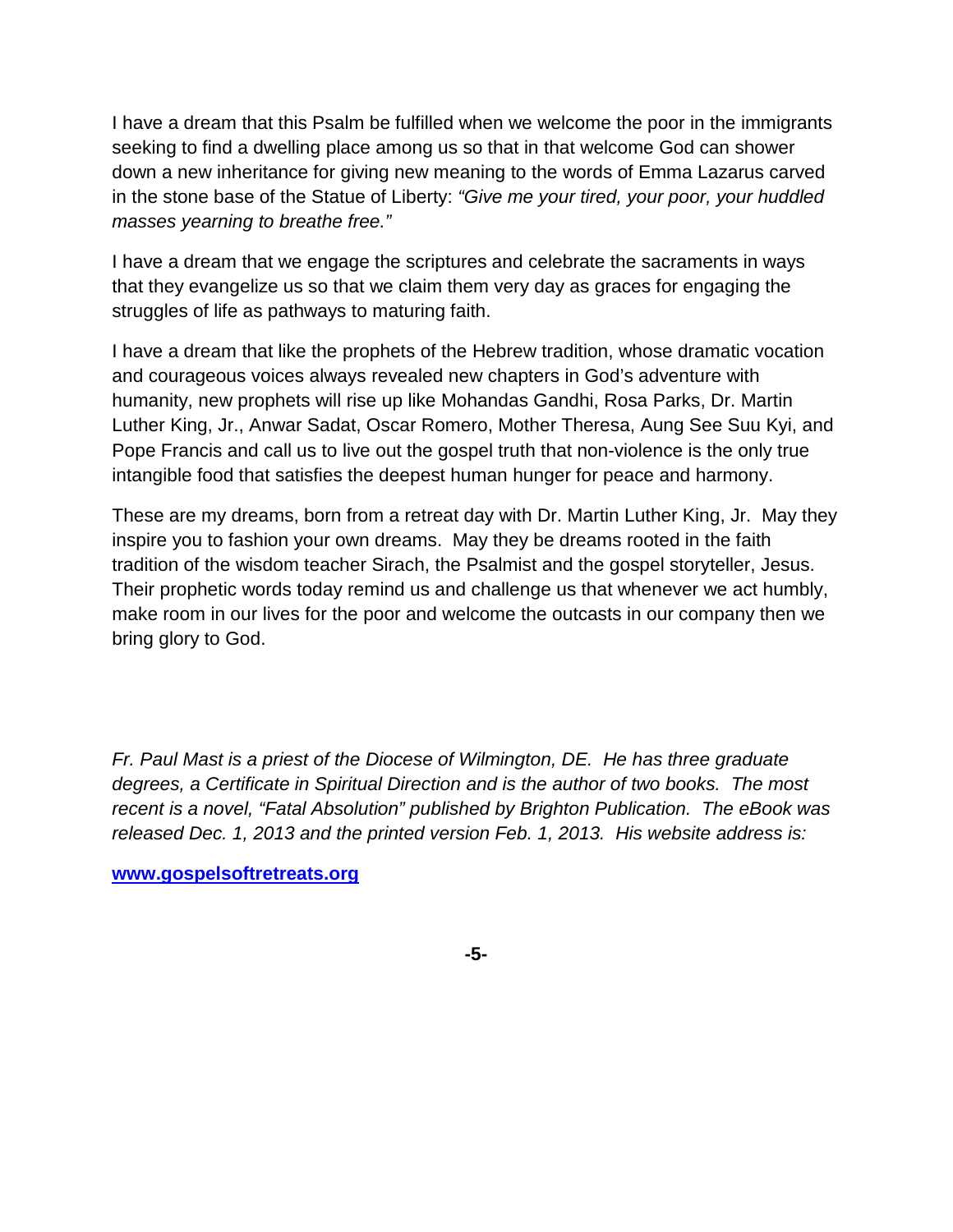I have a dream that this Psalm be fulfilled when we welcome the poor in the immigrants seeking to find a dwelling place among us so that in that welcome God can shower down a new inheritance for giving new meaning to the words of Emma Lazarus carved in the stone base of the Statue of Liberty: *"Give me your tired, your poor, your huddled masses yearning to breathe free."*

I have a dream that we engage the scriptures and celebrate the sacraments in ways that they evangelize us so that we claim them very day as graces for engaging the struggles of life as pathways to maturing faith.

I have a dream that like the prophets of the Hebrew tradition, whose dramatic vocation and courageous voices always revealed new chapters in God's adventure with humanity, new prophets will rise up like Mohandas Gandhi, Rosa Parks, Dr. Martin Luther King, Jr., Anwar Sadat, Oscar Romero, Mother Theresa, Aung See Suu Kyi, and Pope Francis and call us to live out the gospel truth that non-violence is the only true intangible food that satisfies the deepest human hunger for peace and harmony.

These are my dreams, born from a retreat day with Dr. Martin Luther King, Jr. May they inspire you to fashion your own dreams. May they be dreams rooted in the faith tradition of the wisdom teacher Sirach, the Psalmist and the gospel storyteller, Jesus. Their prophetic words today remind us and challenge us that whenever we act humbly, make room in our lives for the poor and welcome the outcasts in our company then we bring glory to God.

*Fr. Paul Mast is a priest of the Diocese of Wilmington, DE. He has three graduate degrees, a Certificate in Spiritual Direction and is the author of two books. The most recent is a novel, "Fatal Absolution" published by Brighton Publication. The eBook was released Dec. 1, 2013 and the printed version Feb. 1, 2013. His website address is:*

**[www.gospelsoftretreats.org](http://www.gospelsoftretreats.org)**